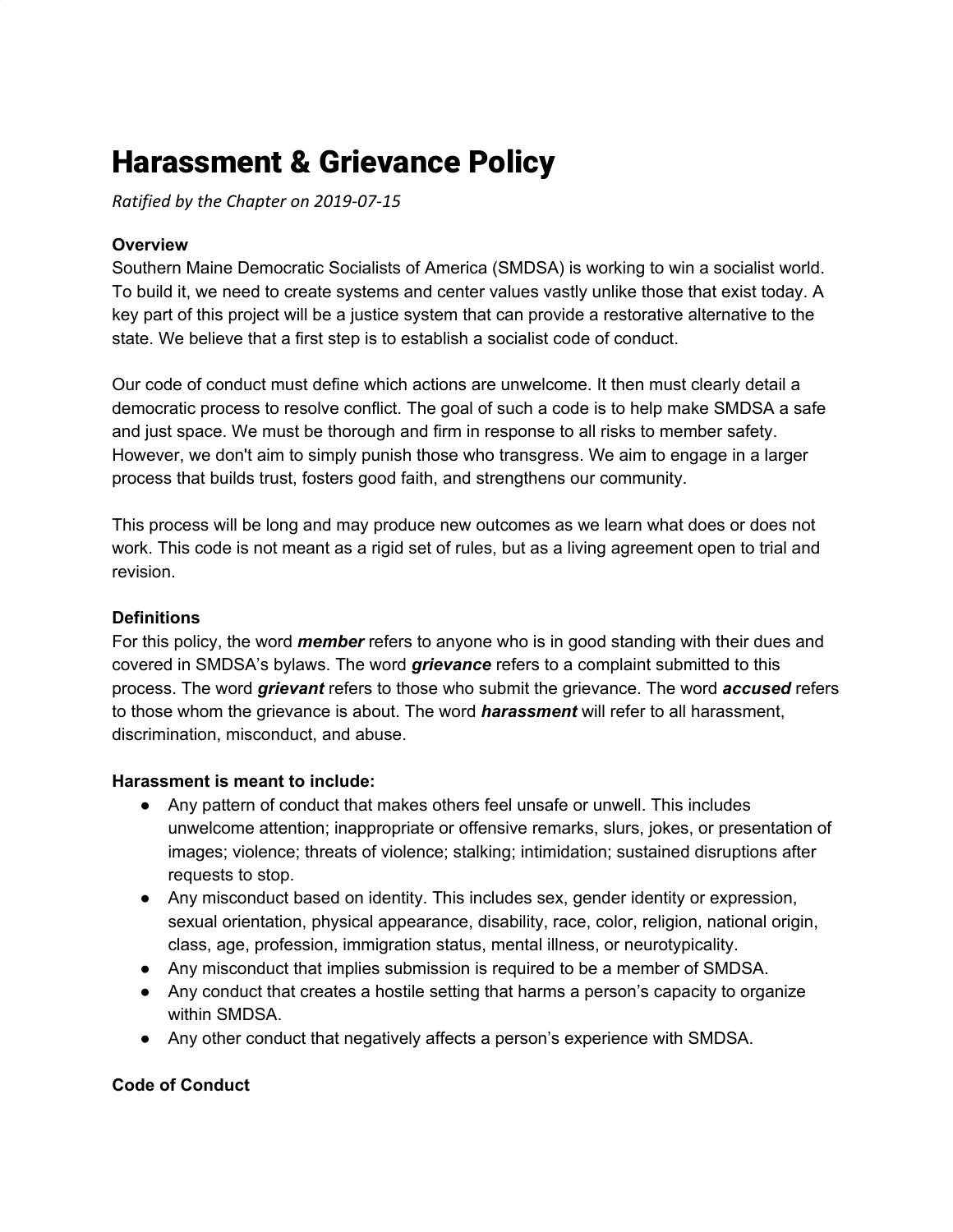# Harassment & Grievance Policy

*Ratified by the Chapter on 2019-07-15*

**Overview**

Southern Maine Democratic Socialists of America (SMDSA) is working to win a socialist world. To build it, we need to create systems and center values vastly unlike those that exist today. A key part of this project will be a justice system that can provide a restorative alternative to the state. We believe that a first step is to establish a socialist code of conduct.

Our code of conduct must define which actions are unwelcome. It then must clearly detail a democratic process to resolve conflict. The goal of such a code is to help make SMDSA a safe and just space. We must be thorough and firm in response to all risks to member safety. However, we don't aim to simply punish those who transgress. We aim to engage in a larger process that builds trust, fosters good faith, and strengthens our community.

This process will be long and may produce new outcomes as we learn what does or does not work. This code is not meant as a rigid set of rules, but as a living agreement open to trial and revision.

**Definitions**

For this policy, the word ***member*** refers to anyone who is in good standing with their dues and covered in SMDSA's bylaws. The word ***grievance*** refers to a complaint submitted to this process. The word ***grievant*** refers to those who submit the grievance. The word ***accused*** refers to those whom the grievance is about. The word ***harassment*** will refer to all harassment, discrimination, misconduct, and abuse.

**Harassment is meant to include:**

- Any pattern of conduct that makes others feel unsafe or unwell. This includes unwelcome attention; inappropriate or offensive remarks, slurs, jokes, or presentation of images; violence; threats of violence; stalking; intimidation; sustained disruptions after requests to stop.
- Any misconduct based on identity. This includes sex, gender identity or expression, sexual orientation, physical appearance, disability, race, color, religion, national origin, class, age, profession, immigration status, mental illness, or neurotypicality.
- Any misconduct that implies submission is required to be a member of SMDSA.
- Any conduct that creates a hostile setting that harms a person's capacity to organize within SMDSA.
- Any other conduct that negatively affects a person's experience with SMDSA.

**Code of Conduct**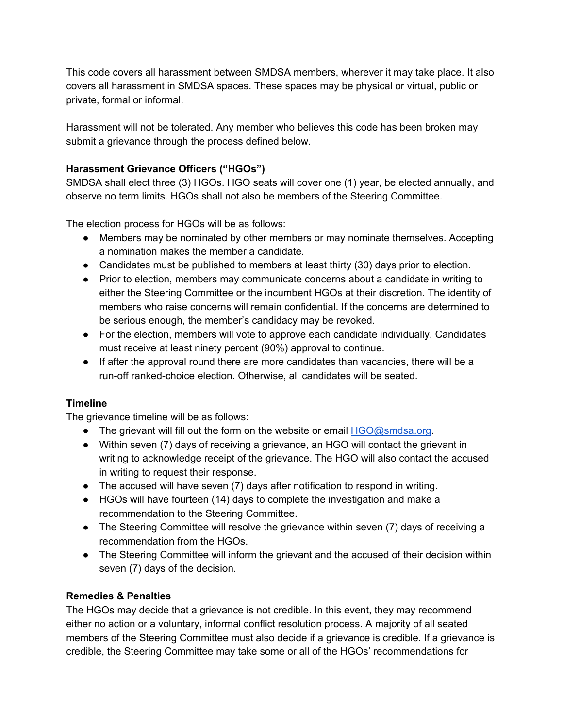This code covers all harassment between SMDSA members, wherever it may take place. It also covers all harassment in SMDSA spaces. These spaces may be physical or virtual, public or private, formal or informal.

Harassment will not be tolerated. Any member who believes this code has been broken may submit a grievance through the process defined below.

**Harassment Grievance Officers ("HGOs")**

SMDSA shall elect three (3) HGOs. HGO seats will cover one (1) year, be elected annually, and observe no term limits. HGOs shall not also be members of the Steering Committee.

The election process for HGOs will be as follows:

- Members may be nominated by other members or may nominate themselves. Accepting a nomination makes the member a candidate.
- Candidates must be published to members at least thirty (30) days prior to election.
- Prior to election, members may communicate concerns about a candidate in writing to either the Steering Committee or the incumbent HGOs at their discretion. The identity of members who raise concerns will remain confidential. If the concerns are determined to be serious enough, the member's candidacy may be revoked.
- For the election, members will vote to approve each candidate individually. Candidates must receive at least ninety percent (90%) approval to continue.
- If after the approval round there are more candidates than vacancies, there will be a run-off ranked-choice election. Otherwise, all candidates will be seated.

**Timeline**

The grievance timeline will be as follows:

- The grievant will fill out the form on the website or email [HGO@smdsa.org](mailto:HGO@smdsa.org).
- Within seven (7) days of receiving a grievance, an HGO will contact the grievant in writing to acknowledge receipt of the grievance. The HGO will also contact the accused in writing to request their response.
- The accused will have seven (7) days after notification to respond in writing.
- HGOs will have fourteen (14) days to complete the investigation and make a recommendation to the Steering Committee.
- The Steering Committee will resolve the grievance within seven (7) days of receiving a recommendation from the HGOs.
- The Steering Committee will inform the grievant and the accused of their decision within seven (7) days of the decision.

**Remedies & Penalties**

The HGOs may decide that a grievance is not credible. In this event, they may recommend either no action or a voluntary, informal conflict resolution process. A majority of all seated members of the Steering Committee must also decide if a grievance is credible. If a grievance is credible, the Steering Committee may take some or all of the HGOs' recommendations for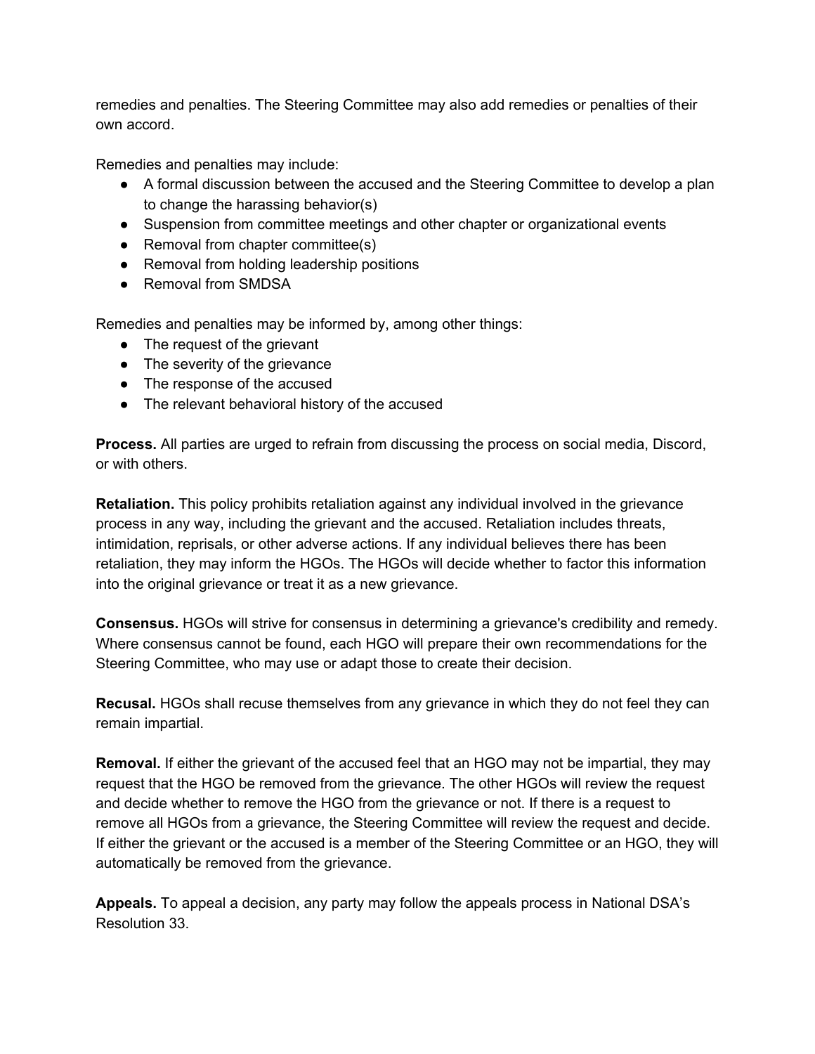remedies and penalties. The Steering Committee may also add remedies or penalties of their own accord.

Remedies and penalties may include:

- A formal discussion between the accused and the Steering Committee to develop a plan to change the harassing behavior(s)
- Suspension from committee meetings and other chapter or organizational events
- Removal from chapter committee(s)
- Removal from holding leadership positions
- Removal from SMDSA

Remedies and penalties may be informed by, among other things:

- The request of the grievant
- The severity of the grievance
- The response of the accused
- The relevant behavioral history of the accused

**Process.** All parties are urged to refrain from discussing the process on social media, Discord, or with others.

**Retaliation.** This policy prohibits retaliation against any individual involved in the grievance process in any way, including the grievant and the accused. Retaliation includes threats, intimidation, reprisals, or other adverse actions. If any individual believes there has been retaliation, they may inform the HGOs. The HGOs will decide whether to factor this information into the original grievance or treat it as a new grievance.

**Consensus.** HGOs will strive for consensus in determining a grievance's credibility and remedy. Where consensus cannot be found, each HGO will prepare their own recommendations for the Steering Committee, who may use or adapt those to create their decision.

**Recusal.** HGOs shall recuse themselves from any grievance in which they do not feel they can remain impartial.

**Removal.** If either the grievant of the accused feel that an HGO may not be impartial, they may request that the HGO be removed from the grievance. The other HGOs will review the request and decide whether to remove the HGO from the grievance or not. If there is a request to remove all HGOs from a grievance, the Steering Committee will review the request and decide. If either the grievant or the accused is a member of the Steering Committee or an HGO, they will automatically be removed from the grievance.

**Appeals.** To appeal a decision, any party may follow the appeals process in National DSA's Resolution 33.